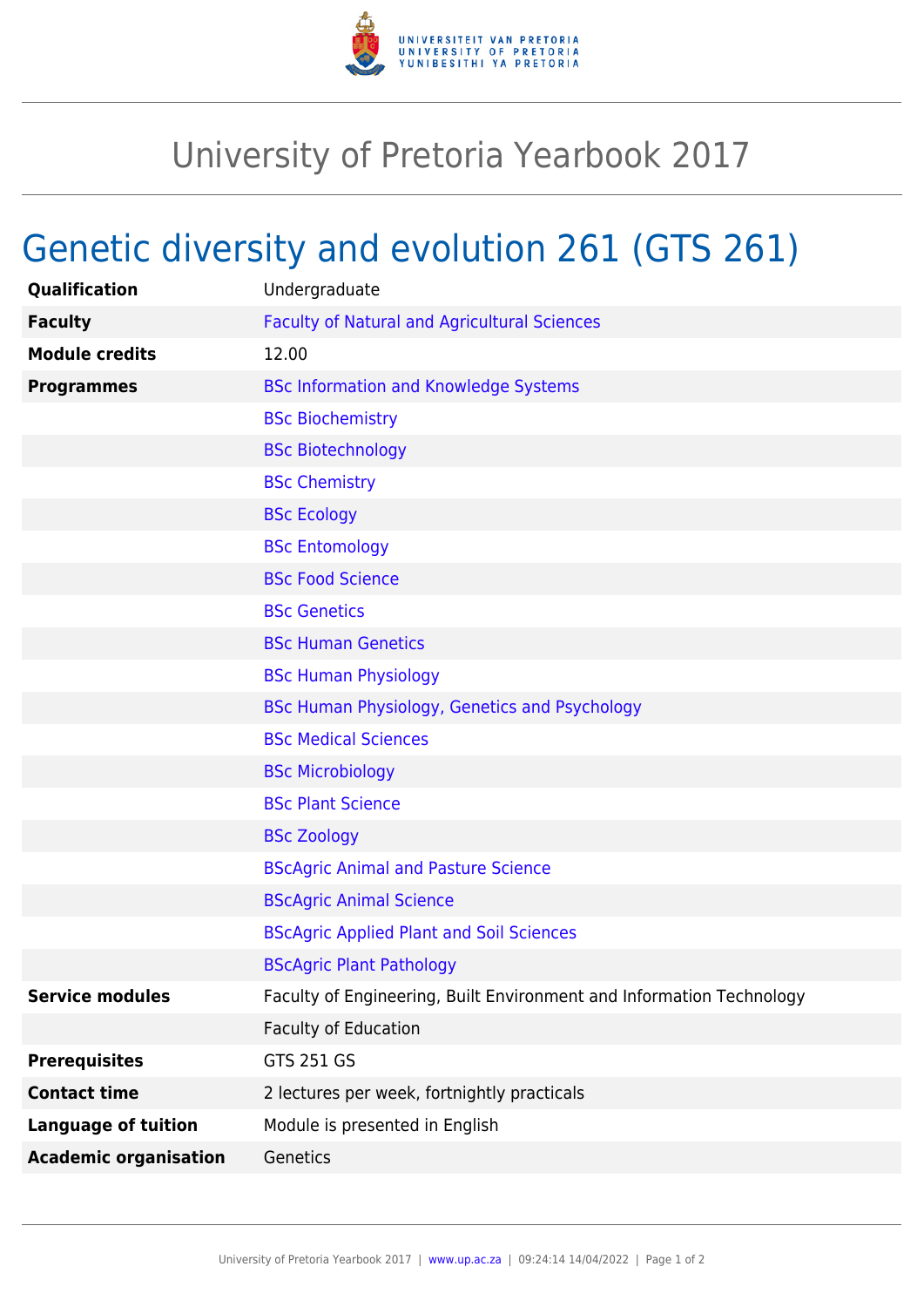# University of Pretoria Yearbook 2017

## Genetic diversity and evolution 261 (GTS 261)

| | |
|---|---|
| **Qualification** | Undergraduate |
| **Faculty** | Faculty of Natural and Agricultural Sciences |
| **Module credits** | 12.00 |
| **Programmes** | BSc Information and Knowledge Systems |
| | BSc Biochemistry |
| | BSc Biotechnology |
| | BSc Chemistry |
| | BSc Ecology |
| | BSc Entomology |
| | BSc Food Science |
| | BSc Genetics |
| | BSc Human Genetics |
| | BSc Human Physiology |
| | BSc Human Physiology, Genetics and Psychology |
| | BSc Medical Sciences |
| | BSc Microbiology |
| | BSc Plant Science |
| | BSc Zoology |
| | BScAgric Animal and Pasture Science |
| | BScAgric Animal Science |
| | BScAgric Applied Plant and Soil Sciences |
| | BScAgric Plant Pathology |
| **Service modules** | Faculty of Engineering, Built Environment and Information Technology |
| | Faculty of Education |
| **Prerequisites** | GTS 251 GS |
| **Contact time** | 2 lectures per week, fortnightly practicals |
| **Language of tuition** | Module is presented in English |
| **Academic organisation** | Genetics |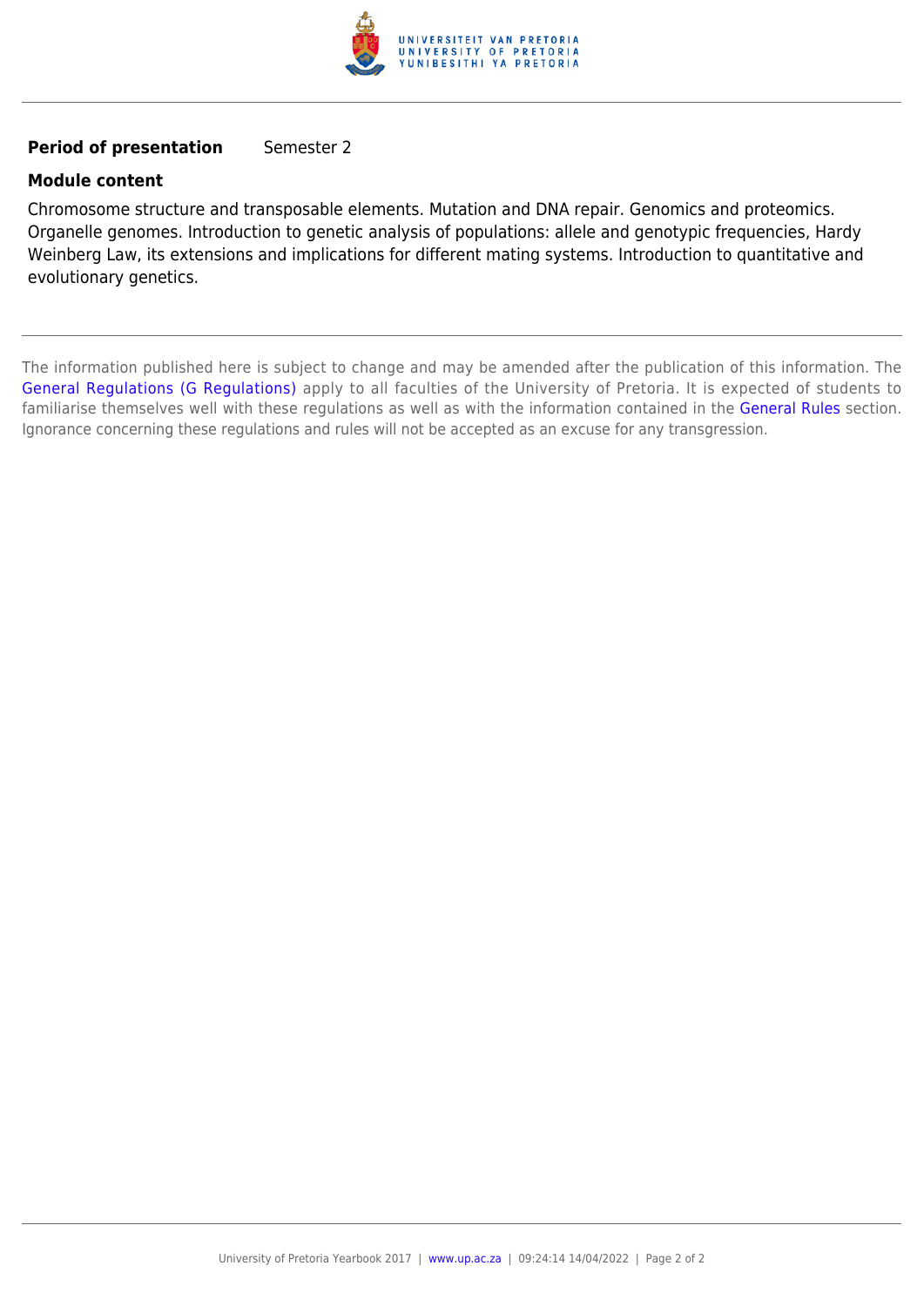**Period of presentation** Semester 2

**Module content**

Chromosome structure and transposable elements. Mutation and DNA repair. Genomics and proteomics. Organelle genomes. Introduction to genetic analysis of populations: allele and genotypic frequencies, Hardy Weinberg Law, its extensions and implications for different mating systems. Introduction to quantitative and evolutionary genetics.

---

The information published here is subject to change and may be amended after the publication of this information. The General Regulations (G Regulations) apply to all faculties of the University of Pretoria. It is expected of students to familiarise themselves well with these regulations as well as with the information contained in the General Rules section. Ignorance concerning these regulations and rules will not be accepted as an excuse for any transgression.